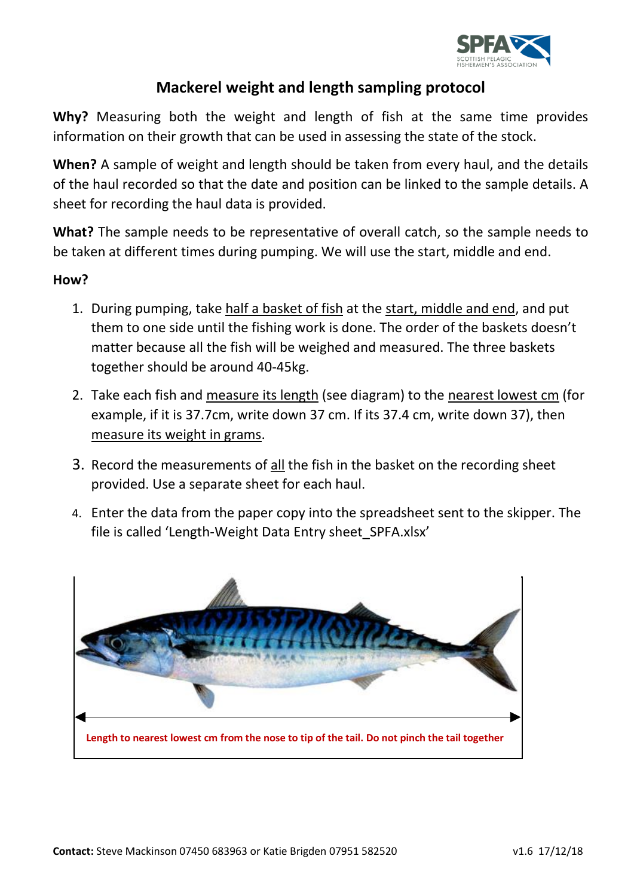# Mackerel weight and length sampling protocol

**Why?** Measuring both the weight and length of fish at the same time provides information on their growth that can be used in assessing the state of the stock.

**When?** A sample of weight and length should be taken from every haul, and the details of the haul recorded so that the date and position can be linked to the sample details. A sheet for recording the haul data is provided.

**What?** The sample needs to be representative of overall catch, so the sample needs to be taken at different times during pumping. We will use the start, middle and end.

**How?**

1. During pumping, take half a basket of fish at the start, middle and end, and put them to one side until the fishing work is done. The order of the baskets doesn't matter because all the fish will be weighed and measured. The three baskets together should be around 40-45kg.
2. Take each fish and measure its length (see diagram) to the nearest lowest cm (for example, if it is 37.7cm, write down 37 cm. If its 37.4 cm, write down 37), then measure its weight in grams.
3. Record the measurements of all the fish in the basket on the recording sheet provided. Use a separate sheet for each haul.
4. Enter the data from the paper copy into the spreadsheet sent to the skipper. The file is called 'Length-Weight Data Entry sheet_SPFA.xlsx'

**Length to nearest lowest cm from the nose to tip of the tail. Do not pinch the tail together**

**Contact:** Steve Mackinson 07450 683963 or Katie Brigden 07951 582520 v1.6 17/12/18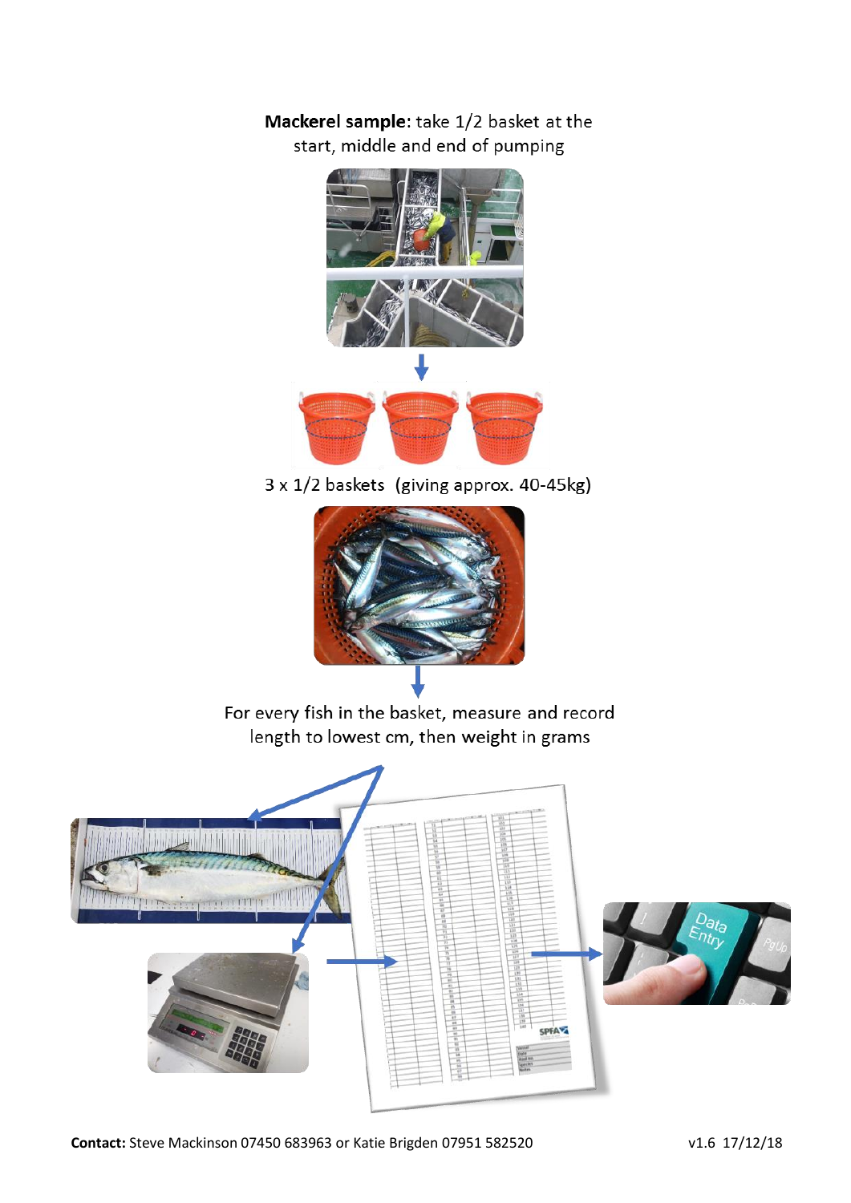**Mackerel sample:** take 1/2 basket at the start, middle and end of pumping

3 x 1/2 baskets (giving approx. 40-45kg)

For every fish in the basket, measure and record length to lowest cm, then weight in grams

**Contact:** Steve Mackinson 07450 683963 or Katie Brigden 07951 582520

v1.6 17/12/18